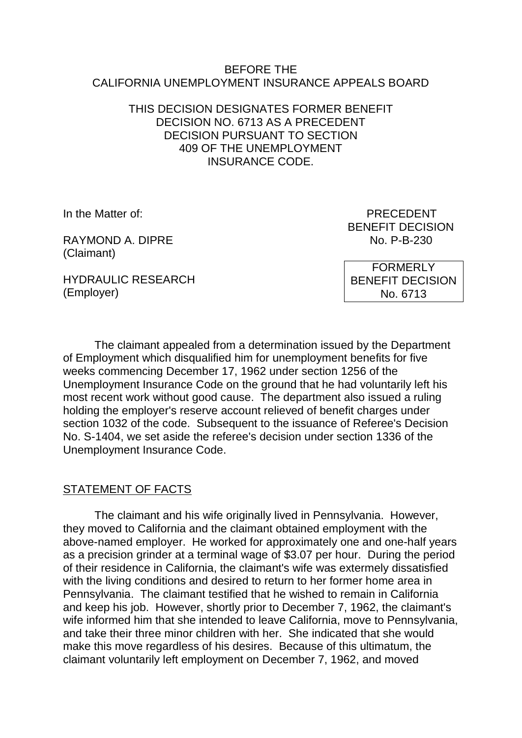BEFORE THE
CALIFORNIA UNEMPLOYMENT INSURANCE APPEALS BOARD

THIS DECISION DESIGNATES FORMER BENEFIT DECISION NO. 6713 AS A PRECEDENT DECISION PURSUANT TO SECTION 409 OF THE UNEMPLOYMENT INSURANCE CODE.

In the Matter of:

RAYMOND A. DIPRE
(Claimant)

HYDRAULIC RESEARCH
(Employer)

PRECEDENT
BENEFIT DECISION
No. P-B-230

FORMERLY
BENEFIT DECISION
No. 6713

The claimant appealed from a determination issued by the Department of Employment which disqualified him for unemployment benefits for five weeks commencing December 17, 1962 under section 1256 of the Unemployment Insurance Code on the ground that he had voluntarily left his most recent work without good cause. The department also issued a ruling holding the employer's reserve account relieved of benefit charges under section 1032 of the code. Subsequent to the issuance of Referee's Decision No. S-1404, we set aside the referee's decision under section 1336 of the Unemployment Insurance Code.

## STATEMENT OF FACTS

The claimant and his wife originally lived in Pennsylvania. However, they moved to California and the claimant obtained employment with the above-named employer. He worked for approximately one and one-half years as a precision grinder at a terminal wage of $3.07 per hour. During the period of their residence in California, the claimant's wife was extermely dissatisfied with the living conditions and desired to return to her former home area in Pennsylvania. The claimant testified that he wished to remain in California and keep his job. However, shortly prior to December 7, 1962, the claimant's wife informed him that she intended to leave California, move to Pennsylvania, and take their three minor children with her. She indicated that she would make this move regardless of his desires. Because of this ultimatum, the claimant voluntarily left employment on December 7, 1962, and moved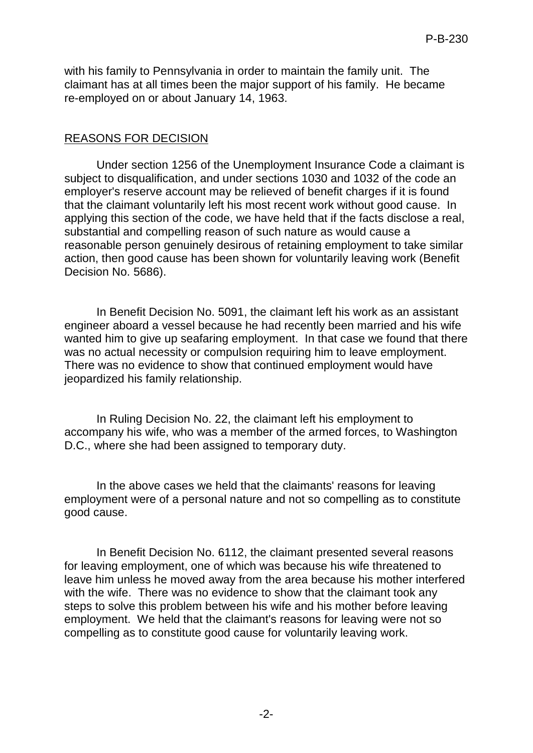with his family to Pennsylvania in order to maintain the family unit. The claimant has at all times been the major support of his family. He became re-employed on or about January 14, 1963.

## REASONS FOR DECISION

Under section 1256 of the Unemployment Insurance Code a claimant is subject to disqualification, and under sections 1030 and 1032 of the code an employer's reserve account may be relieved of benefit charges if it is found that the claimant voluntarily left his most recent work without good cause. In applying this section of the code, we have held that if the facts disclose a real, substantial and compelling reason of such nature as would cause a reasonable person genuinely desirous of retaining employment to take similar action, then good cause has been shown for voluntarily leaving work (Benefit Decision No. 5686).

In Benefit Decision No. 5091, the claimant left his work as an assistant engineer aboard a vessel because he had recently been married and his wife wanted him to give up seafaring employment. In that case we found that there was no actual necessity or compulsion requiring him to leave employment. There was no evidence to show that continued employment would have jeopardized his family relationship.

In Ruling Decision No. 22, the claimant left his employment to accompany his wife, who was a member of the armed forces, to Washington D.C., where she had been assigned to temporary duty.

In the above cases we held that the claimants' reasons for leaving employment were of a personal nature and not so compelling as to constitute good cause.

In Benefit Decision No. 6112, the claimant presented several reasons for leaving employment, one of which was because his wife threatened to leave him unless he moved away from the area because his mother interfered with the wife. There was no evidence to show that the claimant took any steps to solve this problem between his wife and his mother before leaving employment. We held that the claimant's reasons for leaving were not so compelling as to constitute good cause for voluntarily leaving work.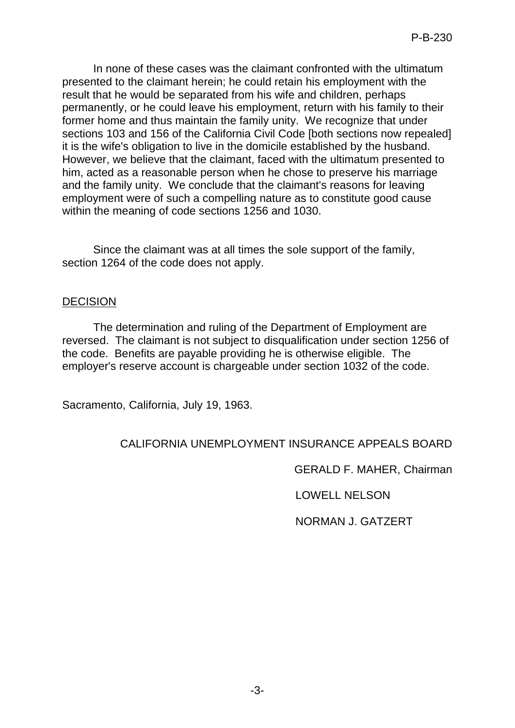In none of these cases was the claimant confronted with the ultimatum presented to the claimant herein; he could retain his employment with the result that he would be separated from his wife and children, perhaps permanently, or he could leave his employment, return with his family to their former home and thus maintain the family unity. We recognize that under sections 103 and 156 of the California Civil Code [both sections now repealed] it is the wife's obligation to live in the domicile established by the husband. However, we believe that the claimant, faced with the ultimatum presented to him, acted as a reasonable person when he chose to preserve his marriage and the family unity. We conclude that the claimant's reasons for leaving employment were of such a compelling nature as to constitute good cause within the meaning of code sections 1256 and 1030.

Since the claimant was at all times the sole support of the family, section 1264 of the code does not apply.

## DECISION

The determination and ruling of the Department of Employment are reversed. The claimant is not subject to disqualification under section 1256 of the code. Benefits are payable providing he is otherwise eligible. The employer's reserve account is chargeable under section 1032 of the code.

Sacramento, California, July 19, 1963.

CALIFORNIA UNEMPLOYMENT INSURANCE APPEALS BOARD

GERALD F. MAHER, Chairman

LOWELL NELSON

NORMAN J. GATZERT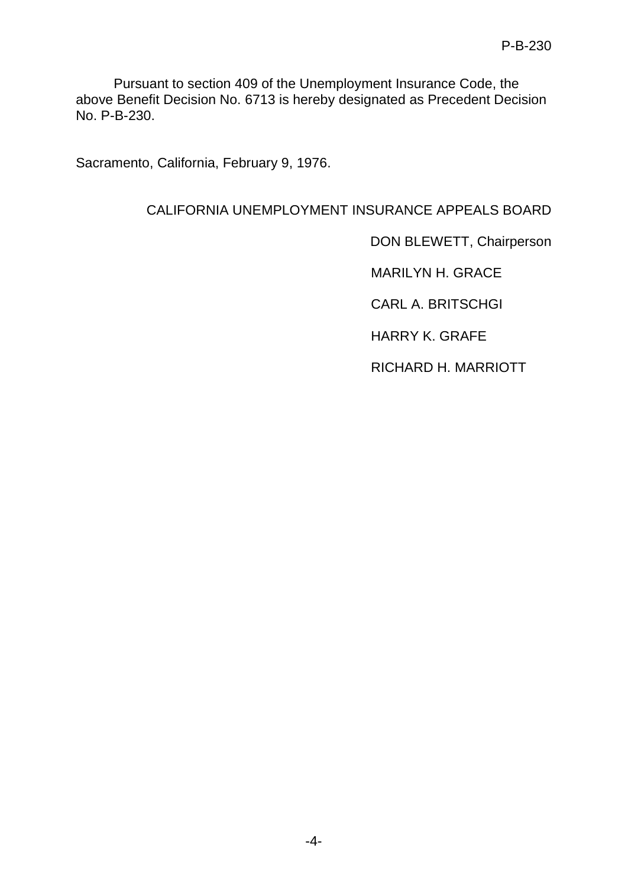Pursuant to section 409 of the Unemployment Insurance Code, the above Benefit Decision No. 6713 is hereby designated as Precedent Decision No. P-B-230.

Sacramento, California, February 9, 1976.

CALIFORNIA UNEMPLOYMENT INSURANCE APPEALS BOARD

DON BLEWETT, Chairperson

MARILYN H. GRACE

CARL A. BRITSCHGI

HARRY K. GRAFE

RICHARD H. MARRIOTT